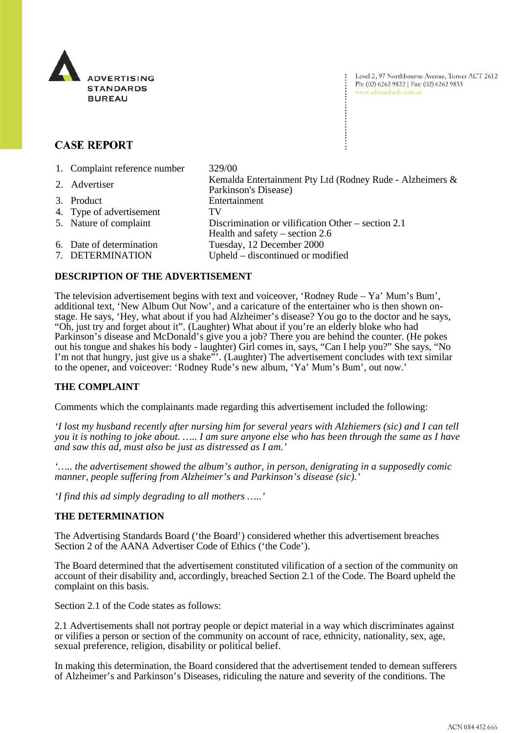ADVERTISING STANDARDS BUREAU

Level 2, 97 Northbourne Avenue, Turner ACT 2612
Ph: (02) 6262 9822 | Fax: (02) 6262 9833
www.adstandards.com.au

## CASE REPORT

| | |
|---|---|
| 1. Complaint reference number | 329/00 |
| 2. Advertiser | Kemalda Entertainment Pty Ltd (Rodney Rude - Alzheimers & Parkinson's Disease) |
| 3. Product | Entertainment |
| 4. Type of advertisement | TV |
| 5. Nature of complaint | Discrimination or vilification Other – section 2.1<br>Health and safety – section 2.6 |
| 6. Date of determination | Tuesday, 12 December 2000 |
| 7. DETERMINATION | Upheld – discontinued or modified |

### DESCRIPTION OF THE ADVERTISEMENT

The television advertisement begins with text and voiceover, 'Rodney Rude – Ya' Mum's Bum', additional text, 'New Album Out Now', and a caricature of the entertainer who is then shown on-stage. He says, 'Hey, what about if you had Alzheimer's disease? You go to the doctor and he says, "Oh, just try and forget about it". (Laughter) What about if you're an elderly bloke who had Parkinson's disease and McDonald's give you a job? There you are behind the counter. (He pokes out his tongue and shakes his body - laughter) Girl comes in, says, "Can I help you?" She says, "No I'm not that hungry, just give us a shake"'. (Laughter) The advertisement concludes with text similar to the opener, and voiceover: 'Rodney Rude's new album, 'Ya' Mum's Bum', out now.'

### THE COMPLAINT

Comments which the complainants made regarding this advertisement included the following:

*'I lost my husband recently after nursing him for several years with Alzhiemers (sic) and I can tell you it is nothing to joke about. ….. I am sure anyone else who has been through the same as I have and saw this ad, must also be just as distressed as I am.'*

*'….. the advertisement showed the album's author, in person, denigrating in a supposedly comic manner, people suffering from Alzheimer's and Parkinson's disease (sic).'*

*'I find this ad simply degrading to all mothers …..'*

### THE DETERMINATION

The Advertising Standards Board ('the Board') considered whether this advertisement breaches Section 2 of the AANA Advertiser Code of Ethics ('the Code').

The Board determined that the advertisement constituted vilification of a section of the community on account of their disability and, accordingly, breached Section 2.1 of the Code. The Board upheld the complaint on this basis.

Section 2.1 of the Code states as follows:

2.1 Advertisements shall not portray people or depict material in a way which discriminates against or vilifies a person or section of the community on account of race, ethnicity, nationality, sex, age, sexual preference, religion, disability or political belief.

In making this determination, the Board considered that the advertisement tended to demean sufferers of Alzheimer's and Parkinson's Diseases, ridiculing the nature and severity of the conditions. The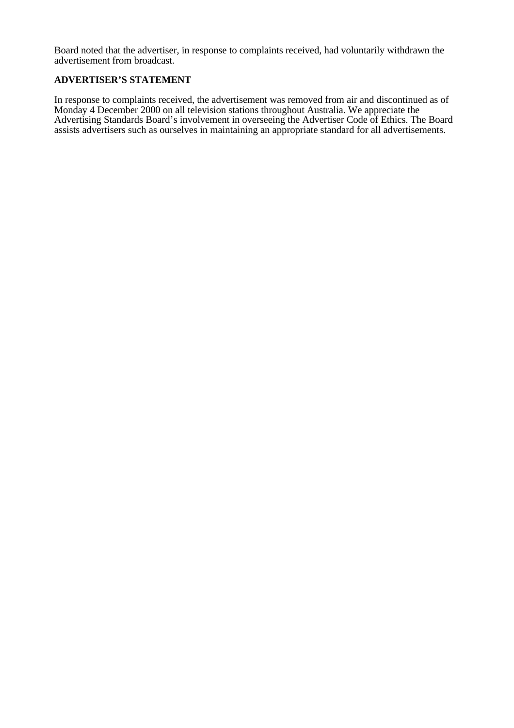Board noted that the advertiser, in response to complaints received, had voluntarily withdrawn the advertisement from broadcast.

**ADVERTISER'S STATEMENT**

In response to complaints received, the advertisement was removed from air and discontinued as of Monday 4 December 2000 on all television stations throughout Australia. We appreciate the Advertising Standards Board's involvement in overseeing the Advertiser Code of Ethics. The Board assists advertisers such as ourselves in maintaining an appropriate standard for all advertisements.